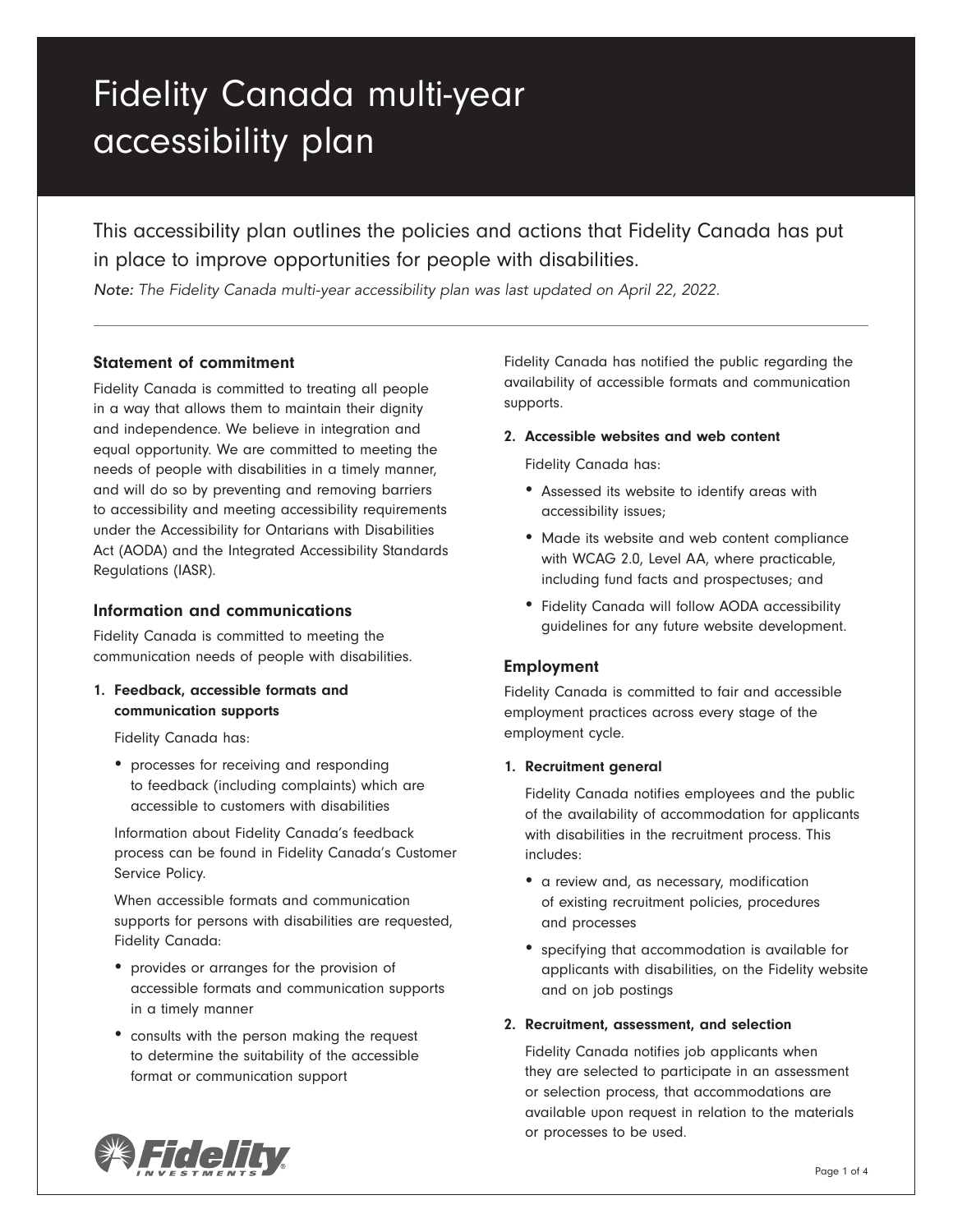# Fidelity Canada multi-year accessibility plan

This accessibility plan outlines the policies and actions that Fidelity Canada has put in place to improve opportunities for people with disabilities.

*Note: The Fidelity Canada multi-year accessibility plan was last updated on April 22, 2022.*

---

### Statement of commitment

Fidelity Canada is committed to treating all people in a way that allows them to maintain their dignity and independence. We believe in integration and equal opportunity. We are committed to meeting the needs of people with disabilities in a timely manner, and will do so by preventing and removing barriers to accessibility and meeting accessibility requirements under the Accessibility for Ontarians with Disabilities Act (AODA) and the Integrated Accessibility Standards Regulations (IASR).

## Information and communications

Fidelity Canada is committed to meeting the communication needs of people with disabilities.

**1. Feedback, accessible formats and communication supports**

Fidelity Canada has:

- processes for receiving and responding to feedback (including complaints) which are accessible to customers with disabilities

Information about Fidelity Canada's feedback process can be found in Fidelity Canada's Customer Service Policy.

When accessible formats and communication supports for persons with disabilities are requested, Fidelity Canada:

- provides or arranges for the provision of accessible formats and communication supports in a timely manner
- consults with the person making the request to determine the suitability of the accessible format or communication support

Fidelity Canada has notified the public regarding the availability of accessible formats and communication supports.

**2. Accessible websites and web content**

Fidelity Canada has:

- Assessed its website to identify areas with accessibility issues;
- Made its website and web content compliance with WCAG 2.0, Level AA, where practicable, including fund facts and prospectuses; and
- Fidelity Canada will follow AODA accessibility guidelines for any future website development.

## Employment

Fidelity Canada is committed to fair and accessible employment practices across every stage of the employment cycle.

**1. Recruitment general**

Fidelity Canada notifies employees and the public of the availability of accommodation for applicants with disabilities in the recruitment process. This includes:

- a review and, as necessary, modification of existing recruitment policies, procedures and processes
- specifying that accommodation is available for applicants with disabilities, on the Fidelity website and on job postings

**2. Recruitment, assessment, and selection**

Fidelity Canada notifies job applicants when they are selected to participate in an assessment or selection process, that accommodations are available upon request in relation to the materials or processes to be used.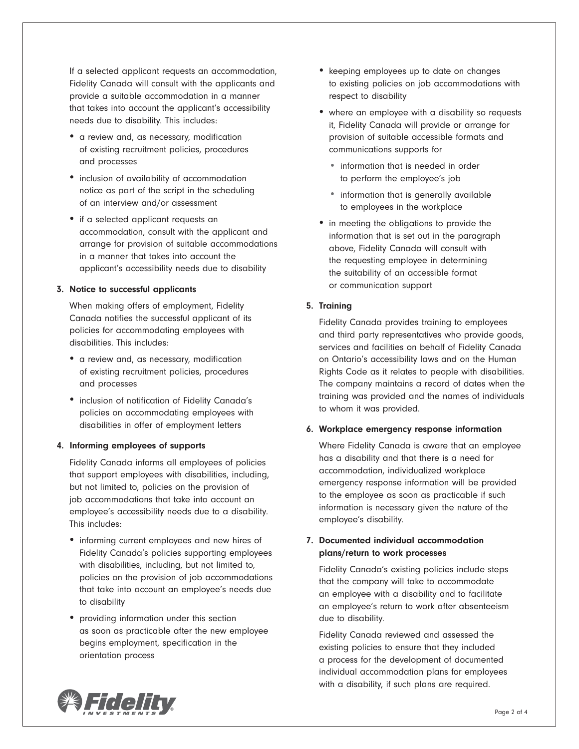If a selected applicant requests an accommodation, Fidelity Canada will consult with the applicants and provide a suitable accommodation in a manner that takes into account the applicant's accessibility needs due to disability. This includes:

- a review and, as necessary, modification of existing recruitment policies, procedures and processes
- inclusion of availability of accommodation notice as part of the script in the scheduling of an interview and/or assessment
- if a selected applicant requests an accommodation, consult with the applicant and arrange for provision of suitable accommodations in a manner that takes into account the applicant's accessibility needs due to disability

**3. Notice to successful applicants**

When making offers of employment, Fidelity Canada notifies the successful applicant of its policies for accommodating employees with disabilities. This includes:

- a review and, as necessary, modification of existing recruitment policies, procedures and processes
- inclusion of notification of Fidelity Canada's policies on accommodating employees with disabilities in offer of employment letters

**4. Informing employees of supports**

Fidelity Canada informs all employees of policies that support employees with disabilities, including, but not limited to, policies on the provision of job accommodations that take into account an employee's accessibility needs due to a disability. This includes:

- informing current employees and new hires of Fidelity Canada's policies supporting employees with disabilities, including, but not limited to, policies on the provision of job accommodations that take into account an employee's needs due to disability
- providing information under this section as soon as practicable after the new employee begins employment, specification in the orientation process
- keeping employees up to date on changes to existing policies on job accommodations with respect to disability
- where an employee with a disability so requests it, Fidelity Canada will provide or arrange for provision of suitable accessible formats and communications supports for
  - information that is needed in order to perform the employee's job
  - information that is generally available to employees in the workplace
- in meeting the obligations to provide the information that is set out in the paragraph above, Fidelity Canada will consult with the requesting employee in determining the suitability of an accessible format or communication support

**5. Training**

Fidelity Canada provides training to employees and third party representatives who provide goods, services and facilities on behalf of Fidelity Canada on Ontario's accessibility laws and on the Human Rights Code as it relates to people with disabilities. The company maintains a record of dates when the training was provided and the names of individuals to whom it was provided.

**6. Workplace emergency response information**

Where Fidelity Canada is aware that an employee has a disability and that there is a need for accommodation, individualized workplace emergency response information will be provided to the employee as soon as practicable if such information is necessary given the nature of the employee's disability.

**7. Documented individual accommodation plans/return to work processes**

Fidelity Canada's existing policies include steps that the company will take to accommodate an employee with a disability and to facilitate an employee's return to work after absenteeism due to disability.

Fidelity Canada reviewed and assessed the existing policies to ensure that they included a process for the development of documented individual accommodation plans for employees with a disability, if such plans are required.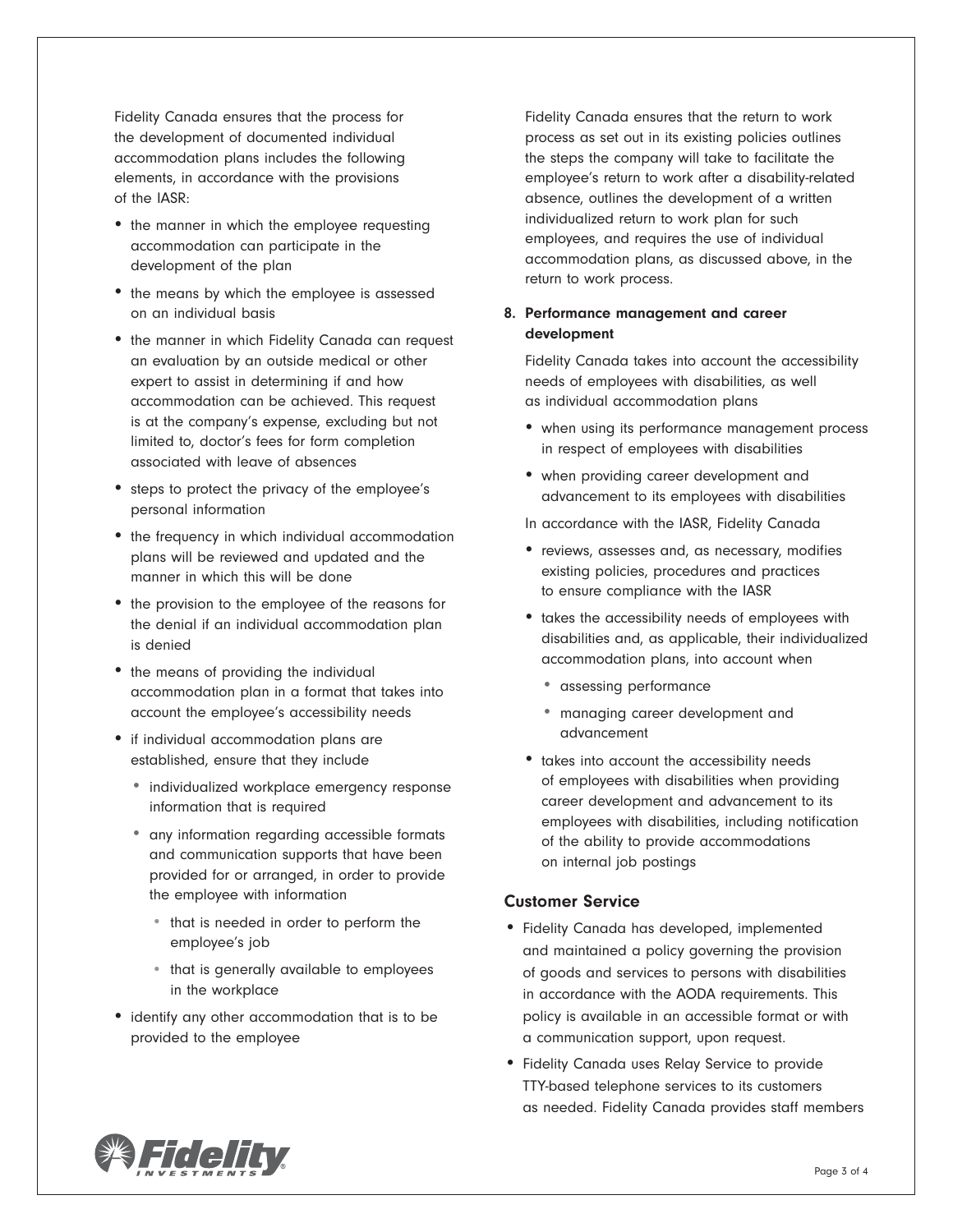Fidelity Canada ensures that the process for the development of documented individual accommodation plans includes the following elements, in accordance with the provisions of the IASR:

- the manner in which the employee requesting accommodation can participate in the development of the plan
- the means by which the employee is assessed on an individual basis
- the manner in which Fidelity Canada can request an evaluation by an outside medical or other expert to assist in determining if and how accommodation can be achieved. This request is at the company's expense, excluding but not limited to, doctor's fees for form completion associated with leave of absences
- steps to protect the privacy of the employee's personal information
- the frequency in which individual accommodation plans will be reviewed and updated and the manner in which this will be done
- the provision to the employee of the reasons for the denial if an individual accommodation plan is denied
- the means of providing the individual accommodation plan in a format that takes into account the employee's accessibility needs
- if individual accommodation plans are established, ensure that they include
  - individualized workplace emergency response information that is required
  - any information regarding accessible formats and communication supports that have been provided for or arranged, in order to provide the employee with information
    - that is needed in order to perform the employee's job
    - that is generally available to employees in the workplace
- identify any other accommodation that is to be provided to the employee

Fidelity Canada ensures that the return to work process as set out in its existing policies outlines the steps the company will take to facilitate the employee's return to work after a disability-related absence, outlines the development of a written individualized return to work plan for such employees, and requires the use of individual accommodation plans, as discussed above, in the return to work process.

**8. Performance management and career development**

Fidelity Canada takes into account the accessibility needs of employees with disabilities, as well as individual accommodation plans

- when using its performance management process in respect of employees with disabilities
- when providing career development and advancement to its employees with disabilities

In accordance with the IASR, Fidelity Canada

- reviews, assesses and, as necessary, modifies existing policies, procedures and practices to ensure compliance with the IASR
- takes the accessibility needs of employees with disabilities and, as applicable, their individualized accommodation plans, into account when
  - assessing performance
  - managing career development and advancement
- takes into account the accessibility needs of employees with disabilities when providing career development and advancement to its employees with disabilities, including notification of the ability to provide accommodations on internal job postings

## Customer Service

- Fidelity Canada has developed, implemented and maintained a policy governing the provision of goods and services to persons with disabilities in accordance with the AODA requirements. This policy is available in an accessible format or with a communication support, upon request.
- Fidelity Canada uses Relay Service to provide TTY-based telephone services to its customers as needed. Fidelity Canada provides staff members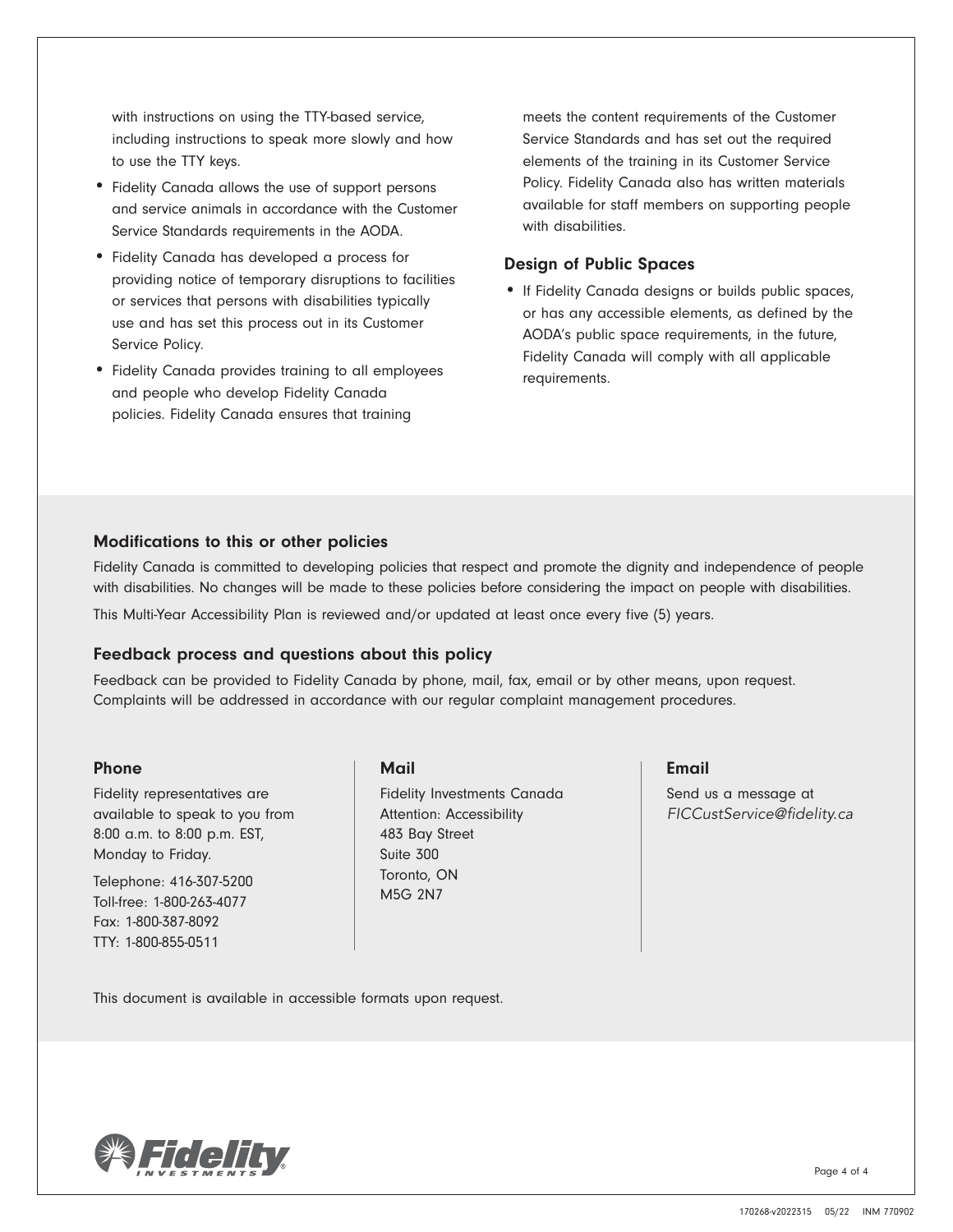with instructions on using the TTY-based service, including instructions to speak more slowly and how to use the TTY keys.

- Fidelity Canada allows the use of support persons and service animals in accordance with the Customer Service Standards requirements in the AODA.
- Fidelity Canada has developed a process for providing notice of temporary disruptions to facilities or services that persons with disabilities typically use and has set this process out in its Customer Service Policy.
- Fidelity Canada provides training to all employees and people who develop Fidelity Canada policies. Fidelity Canada ensures that training meets the content requirements of the Customer Service Standards and has set out the required elements of the training in its Customer Service Policy. Fidelity Canada also has written materials available for staff members on supporting people with disabilities.

### Design of Public Spaces

- If Fidelity Canada designs or builds public spaces, or has any accessible elements, as defined by the AODA's public space requirements, in the future, Fidelity Canada will comply with all applicable requirements.

### Modifications to this or other policies

Fidelity Canada is committed to developing policies that respect and promote the dignity and independence of people with disabilities. No changes will be made to these policies before considering the impact on people with disabilities.

This Multi-Year Accessibility Plan is reviewed and/or updated at least once every five (5) years.

### Feedback process and questions about this policy

Feedback can be provided to Fidelity Canada by phone, mail, fax, email or by other means, upon request. Complaints will be addressed in accordance with our regular complaint management procedures.

#### Phone

Fidelity representatives are available to speak to you from 8:00 a.m. to 8:00 p.m. EST, Monday to Friday.

Telephone: 416-307-5200
Toll-free: 1-800-263-4077
Fax: 1-800-387-8092
TTY: 1-800-855-0511

#### Mail

Fidelity Investments Canada
Attention: Accessibility
483 Bay Street
Suite 300
Toronto, ON
M5G 2N7

#### Email

Send us a message at *FICCustService@fidelity.ca*

This document is available in accessible formats upon request.

170268-v2022315 05/22 INM 770902